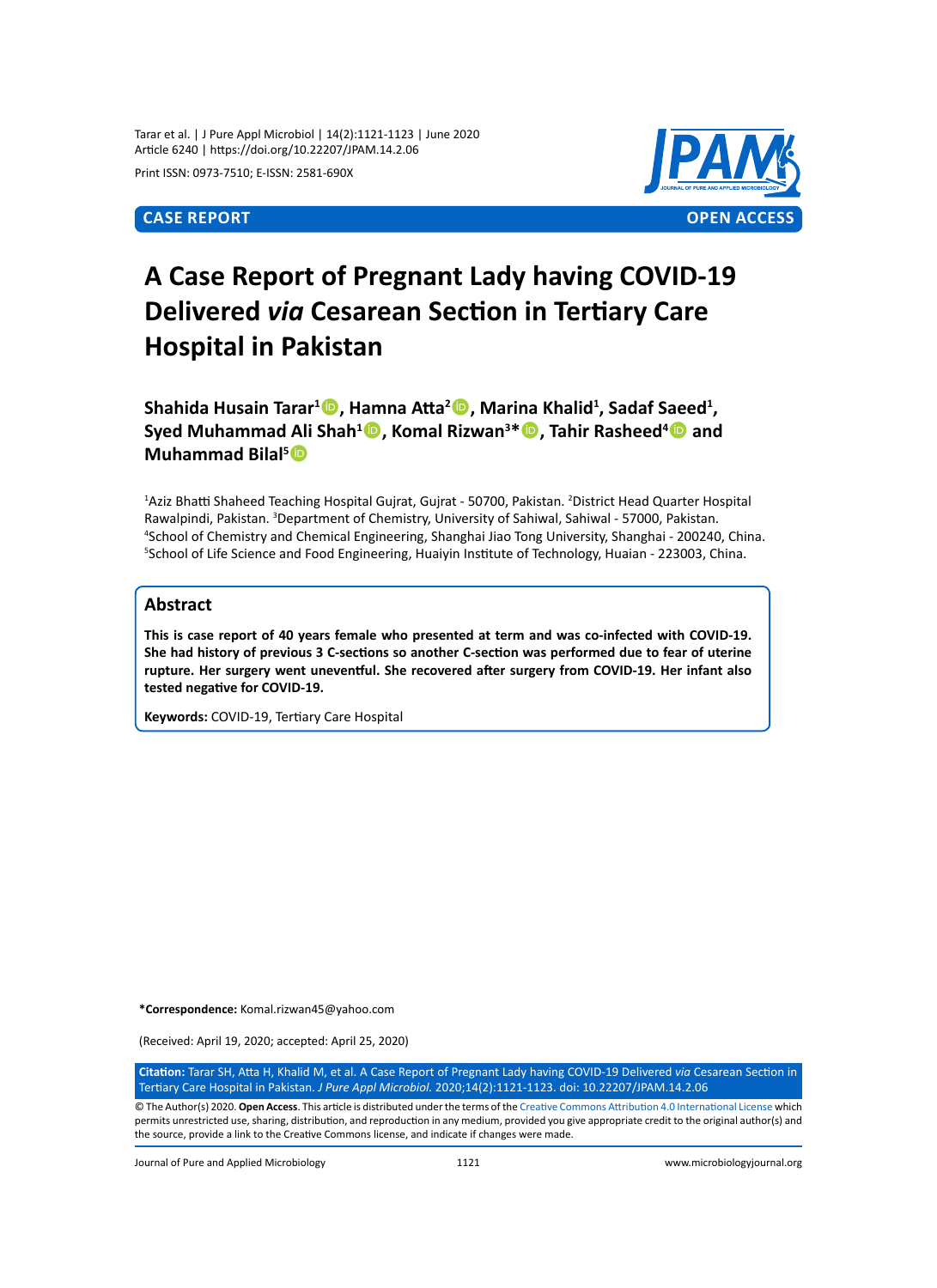Tarar et al. | J Pure Appl Microbiol | 14(2):1121-1123 | June 2020
Article 6240 | https://doi.org/10.22207/JPAM.14.2.06

Print ISSN: 0973-7510; E-ISSN: 2581-690X

**CASE REPORT** **OPEN ACCESS**

# A Case Report of Pregnant Lady having COVID-19 Delivered *via* Cesarean Section in Tertiary Care Hospital in Pakistan

**Shahida Husain Tarar[1], Hamna Atta[2], Marina Khalid[1], Sadaf Saeed[1], Syed Muhammad Ali Shah[1], Komal Rizwan[3]*, Tahir Rasheed[4] and Muhammad Bilal[5]**

[1]Aziz Bhatti Shaheed Teaching Hospital Gujrat, Gujrat - 50700, Pakistan. [2]District Head Quarter Hospital Rawalpindi, Pakistan. [3]Department of Chemistry, University of Sahiwal, Sahiwal - 57000, Pakistan. [4]School of Chemistry and Chemical Engineering, Shanghai Jiao Tong University, Shanghai - 200240, China. [5]School of Life Science and Food Engineering, Huaiyin Institute of Technology, Huaian - 223003, China.

## Abstract

**This is case report of 40 years female who presented at term and was co-infected with COVID-19. She had history of previous 3 C-sections so another C-section was performed due to fear of uterine rupture. Her surgery went uneventful. She recovered after surgery from COVID-19. Her infant also tested negative for COVID-19.**

**Keywords:** COVID-19, Tertiary Care Hospital

***Correspondence:** Komal.rizwan45@yahoo.com

(Received: April 19, 2020; accepted: April 25, 2020)

**Citation:** Tarar SH, Atta H, Khalid M, et al. A Case Report of Pregnant Lady having COVID-19 Delivered *via* Cesarean Section in Tertiary Care Hospital in Pakistan. *J Pure Appl Microbiol.* 2020;14(2):1121-1123. doi: 10.22207/JPAM.14.2.06

© The Author(s) 2020. **Open Access**. This article is distributed under the terms of the Creative Commons Attribution 4.0 International License which permits unrestricted use, sharing, distribution, and reproduction in any medium, provided you give appropriate credit to the original author(s) and the source, provide a link to the Creative Commons license, and indicate if changes were made.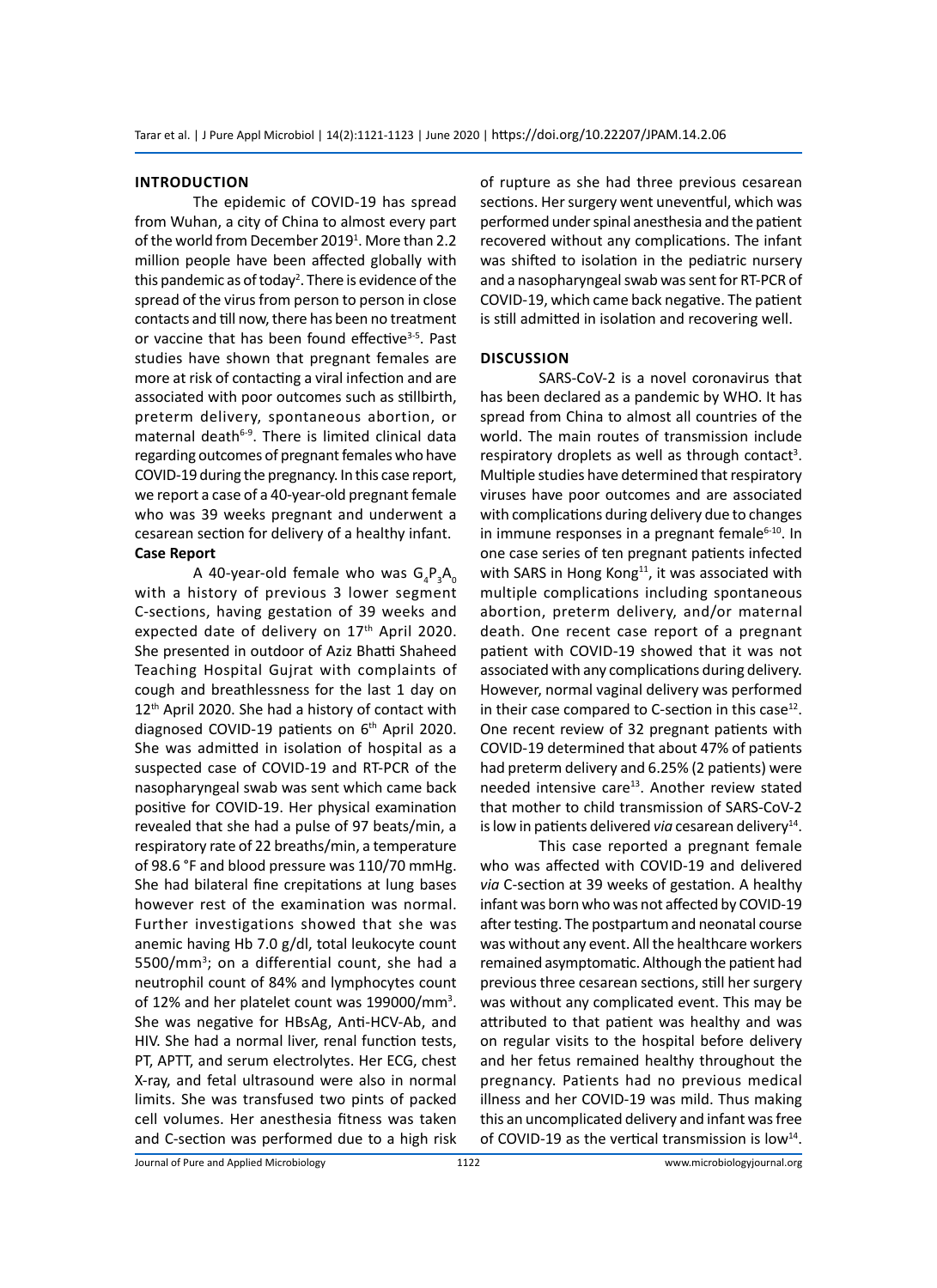## INTRODUCTION

The epidemic of COVID-19 has spread from Wuhan, a city of China to almost every part of the world from December 2019[1]. More than 2.2 million people have been affected globally with this pandemic as of today[2]. There is evidence of the spread of the virus from person to person in close contacts and till now, there has been no treatment or vaccine that has been found effective[3-5]. Past studies have shown that pregnant females are more at risk of contacting a viral infection and are associated with poor outcomes such as stillbirth, preterm delivery, spontaneous abortion, or maternal death[6-9]. There is limited clinical data regarding outcomes of pregnant females who have COVID-19 during the pregnancy. In this case report, we report a case of a 40-year-old pregnant female who was 39 weeks pregnant and underwent a cesarean section for delivery of a healthy infant.

### Case Report

A 40-year-old female who was $G_4P_3A_0$ with a history of previous 3 lower segment C-sections, having gestation of 39 weeks and expected date of delivery on 17th April 2020. She presented in outdoor of Aziz Bhatti Shaheed Teaching Hospital Gujrat with complaints of cough and breathlessness for the last 1 day on 12th April 2020. She had a history of contact with diagnosed COVID-19 patients on 6th April 2020. She was admitted in isolation of hospital as a suspected case of COVID-19 and RT-PCR of the nasopharyngeal swab was sent which came back positive for COVID-19. Her physical examination revealed that she had a pulse of 97 beats/min, a respiratory rate of 22 breaths/min, a temperature of 98.6 °F and blood pressure was 110/70 mmHg. She had bilateral fine crepitations at lung bases however rest of the examination was normal. Further investigations showed that she was anemic having Hb 7.0 g/dl, total leukocyte count 5500/mm$^3$; on a differential count, she had a neutrophil count of 84% and lymphocytes count of 12% and her platelet count was 199000/mm$^3$. She was negative for HBsAg, Anti-HCV-Ab, and HIV. She had a normal liver, renal function tests, PT, APTT, and serum electrolytes. Her ECG, chest X-ray, and fetal ultrasound were also in normal limits. She was transfused two pints of packed cell volumes. Her anesthesia fitness was taken and C-section was performed due to a high risk of rupture as she had three previous cesarean sections. Her surgery went uneventful, which was performed under spinal anesthesia and the patient recovered without any complications. The infant was shifted to isolation in the pediatric nursery and a nasopharyngeal swab was sent for RT-PCR of COVID-19, which came back negative. The patient is still admitted in isolation and recovering well.

## DISCUSSION

SARS-CoV-2 is a novel coronavirus that has been declared as a pandemic by WHO. It has spread from China to almost all countries of the world. The main routes of transmission include respiratory droplets as well as through contact[3]. Multiple studies have determined that respiratory viruses have poor outcomes and are associated with complications during delivery due to changes in immune responses in a pregnant female[6-10]. In one case series of ten pregnant patients infected with SARS in Hong Kong[11], it was associated with multiple complications including spontaneous abortion, preterm delivery, and/or maternal death. One recent case report of a pregnant patient with COVID-19 showed that it was not associated with any complications during delivery. However, normal vaginal delivery was performed in their case compared to C-section in this case[12]. One recent review of 32 pregnant patients with COVID-19 determined that about 47% of patients had preterm delivery and 6.25% (2 patients) were needed intensive care[13]. Another review stated that mother to child transmission of SARS-CoV-2 is low in patients delivered *via* cesarean delivery[14].

This case reported a pregnant female who was affected with COVID-19 and delivered *via* C-section at 39 weeks of gestation. A healthy infant was born who was not affected by COVID-19 after testing. The postpartum and neonatal course was without any event. All the healthcare workers remained asymptomatic. Although the patient had previous three cesarean sections, still her surgery was without any complicated event. This may be attributed to that patient was healthy and was on regular visits to the hospital before delivery and her fetus remained healthy throughout the pregnancy. Patients had no previous medical illness and her COVID-19 was mild. Thus making this an uncomplicated delivery and infant was free of COVID-19 as the vertical transmission is low[14].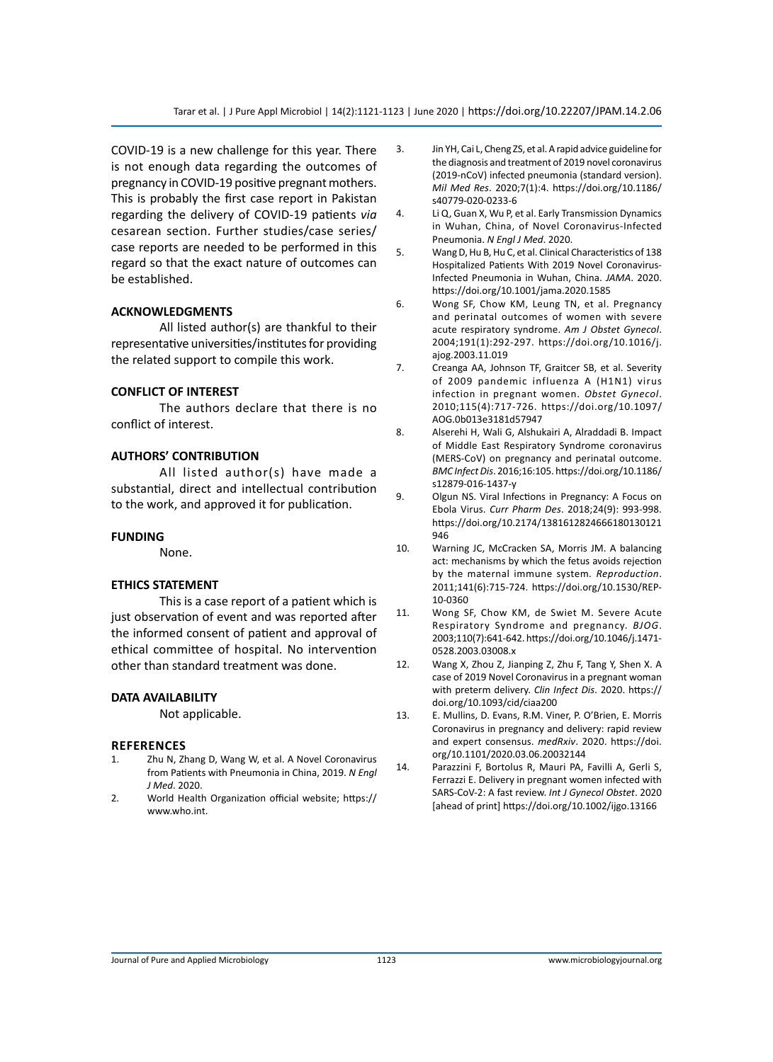COVID-19 is a new challenge for this year. There is not enough data regarding the outcomes of pregnancy in COVID-19 positive pregnant mothers. This is probably the first case report in Pakistan regarding the delivery of COVID-19 patients *via* cesarean section. Further studies/case series/case reports are needed to be performed in this regard so that the exact nature of outcomes can be established.

## ACKNOWLEDGMENTS

All listed author(s) are thankful to their representative universities/institutes for providing the related support to compile this work.

## CONFLICT OF INTEREST

The authors declare that there is no conflict of interest.

## AUTHORS' CONTRIBUTION

All listed author(s) have made a substantial, direct and intellectual contribution to the work, and approved it for publication.

## FUNDING

None.

## ETHICS STATEMENT

This is a case report of a patient which is just observation of event and was reported after the informed consent of patient and approval of ethical committee of hospital. No intervention other than standard treatment was done.

## DATA AVAILABILITY

Not applicable.

## REFERENCES

1. Zhu N, Zhang D, Wang W, et al. A Novel Coronavirus from Patients with Pneumonia in China, 2019. *N Engl J Med*. 2020.
2. World Health Organization official website; https://www.who.int.
3. Jin YH, Cai L, Cheng ZS, et al. A rapid advice guideline for the diagnosis and treatment of 2019 novel coronavirus (2019-nCoV) infected pneumonia (standard version). *Mil Med Res*. 2020;7(1):4. https://doi.org/10.1186/s40779-020-0233-6
4. Li Q, Guan X, Wu P, et al. Early Transmission Dynamics in Wuhan, China, of Novel Coronavirus-Infected Pneumonia. *N Engl J Med*. 2020.
5. Wang D, Hu B, Hu C, et al. Clinical Characteristics of 138 Hospitalized Patients With 2019 Novel Coronavirus-Infected Pneumonia in Wuhan, China. *JAMA*. 2020. https://doi.org/10.1001/jama.2020.1585
6. Wong SF, Chow KM, Leung TN, et al. Pregnancy and perinatal outcomes of women with severe acute respiratory syndrome. *Am J Obstet Gynecol*. 2004;191(1):292-297. https://doi.org/10.1016/j.ajog.2003.11.019
7. Creanga AA, Johnson TF, Graitcer SB, et al. Severity of 2009 pandemic influenza A (H1N1) virus infection in pregnant women. *Obstet Gynecol*. 2010;115(4):717-726. https://doi.org/10.1097/AOG.0b013e3181d57947
8. Alserehi H, Wali G, Alshukairi A, Alraddadi B. Impact of Middle East Respiratory Syndrome coronavirus (MERS-CoV) on pregnancy and perinatal outcome. *BMC Infect Dis*. 2016;16:105. https://doi.org/10.1186/s12879-016-1437-y
9. Olgun NS. Viral Infections in Pregnancy: A Focus on Ebola Virus. *Curr Pharm Des*. 2018;24(9): 993-998. https://doi.org/10.2174/1381612824666180130121946
10. Warning JC, McCracken SA, Morris JM. A balancing act: mechanisms by which the fetus avoids rejection by the maternal immune system. *Reproduction*. 2011;141(6):715-724. https://doi.org/10.1530/REP-10-0360
11. Wong SF, Chow KM, de Swiet M. Severe Acute Respiratory Syndrome and pregnancy. *BJOG*. 2003;110(7):641-642. https://doi.org/10.1046/j.1471-0528.2003.03008.x
12. Wang X, Zhou Z, Jianping Z, Zhu F, Tang Y, Shen X. A case of 2019 Novel Coronavirus in a pregnant woman with preterm delivery. *Clin Infect Dis*. 2020. https://doi.org/10.1093/cid/ciaa200
13. E. Mullins, D. Evans, R.M. Viner, P. O'Brien, E. Morris Coronavirus in pregnancy and delivery: rapid review and expert consensus. *medRxiv*. 2020. https://doi.org/10.1101/2020.03.06.20032144
14. Parazzini F, Bortolus R, Mauri PA, Favilli A, Gerli S, Ferrazzi E. Delivery in pregnant women infected with SARS-CoV-2: A fast review. *Int J Gynecol Obstet*. 2020 [ahead of print] https://doi.org/10.1002/ijgo.13166